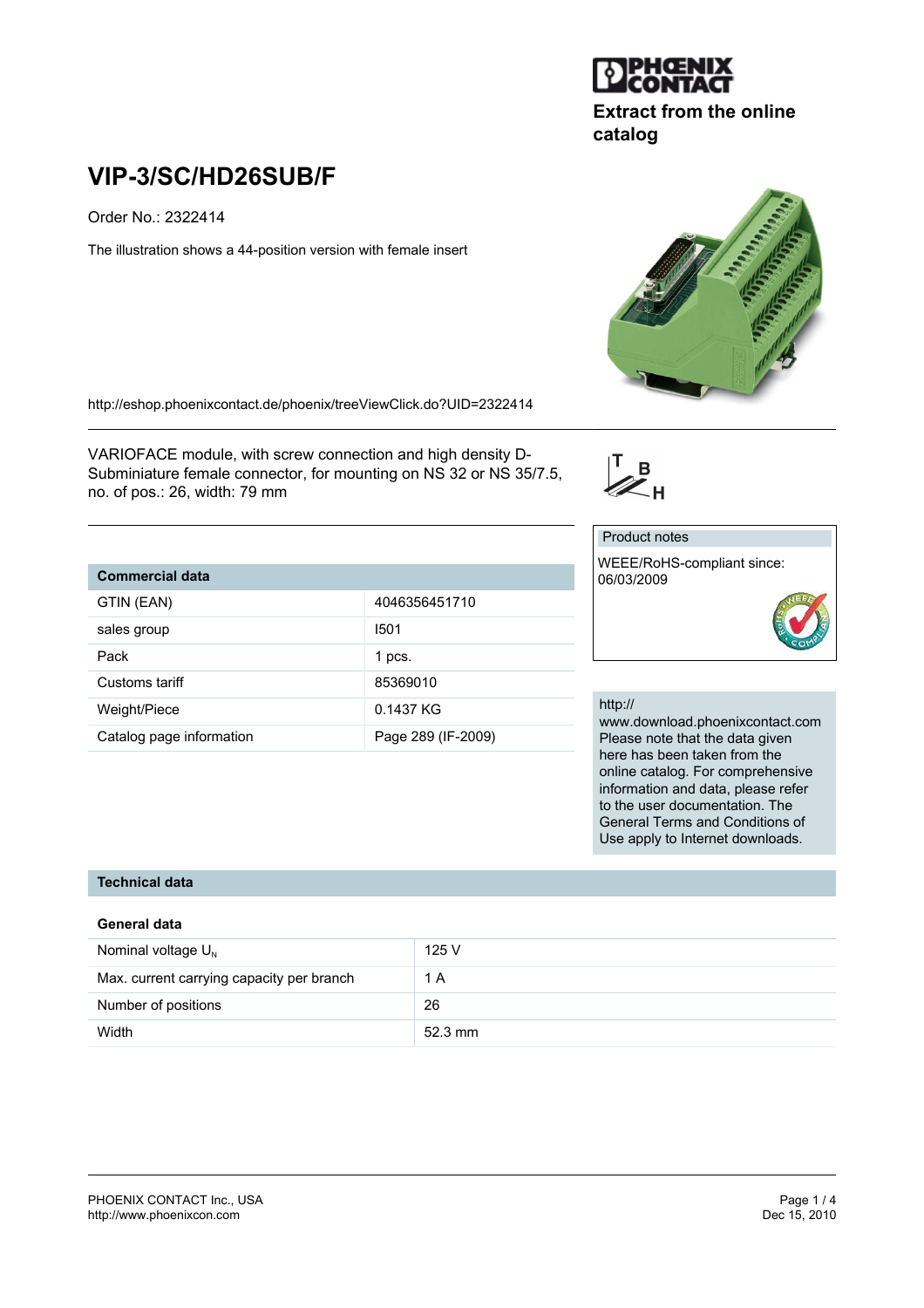Extract from the online catalog

# VIP-3/SC/HD26SUB/F

Order No.: 2322414

The illustration shows a 44-position version with female insert

http://eshop.phoenixcontact.de/phoenix/treeViewClick.do?UID=2322414

VARIOFACE module, with screw connection and high density D-Subminiature female connector, for mounting on NS 32 or NS 35/7.5, no. of pos.: 26, width: 79 mm

## Commercial data

| | |
|---|---|
| GTIN (EAN) | 4046356451710 |
| sales group | I501 |
| Pack | 1 pcs. |
| Customs tariff | 85369010 |
| Weight/Piece | 0.1437 KG |
| Catalog page information | Page 289 (IF-2009) |

Product notes

WEEE/RoHS-compliant since: 06/03/2009

http://www.download.phoenixcontact.com Please note that the data given here has been taken from the online catalog. For comprehensive information and data, please refer to the user documentation. The General Terms and Conditions of Use apply to Internet downloads.

## Technical data

### General data

| | |
|---|---|
| Nominal voltage $U_N$ | 125 V |
| Max. current carrying capacity per branch | 1 A |
| Number of positions | 26 |
| Width | 52.3 mm |

PHOENIX CONTACT Inc., USA
http://www.phoenixcon.com

Dec 15, 2010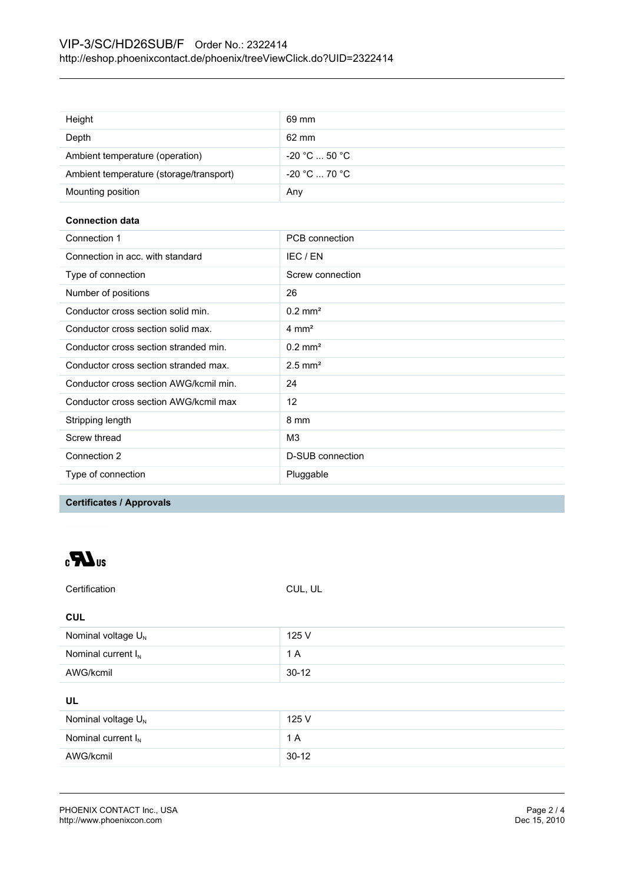| | |
|---|---|
| Height | 69 mm |
| Depth | 62 mm |
| Ambient temperature (operation) | -20 °C ... 50 °C |
| Ambient temperature (storage/transport) | -20 °C ... 70 °C |
| Mounting position | Any |

**Connection data**

| | |
|---|---|
| Connection 1 | PCB connection |
| Connection in acc. with standard | IEC / EN |
| Type of connection | Screw connection |
| Number of positions | 26 |
| Conductor cross section solid min. | 0.2 mm² |
| Conductor cross section solid max. | 4 mm² |
| Conductor cross section stranded min. | 0.2 mm² |
| Conductor cross section stranded max. | 2.5 mm² |
| Conductor cross section AWG/kcmil min. | 24 |
| Conductor cross section AWG/kcmil max | 12 |
| Stripping length | 8 mm |
| Screw thread | M3 |
| Connection 2 | D-SUB connection |
| Type of connection | Pluggable |

## Certificates / Approvals

c UL us

| | |
|---|---|
| Certification | CUL, UL |

**CUL**

| | |
|---|---|
| Nominal voltage $U_N$ | 125 V |
| Nominal current $I_N$ | 1 A |
| AWG/kcmil | 30-12 |

**UL**

| | |
|---|---|
| Nominal voltage $U_N$ | 125 V |
| Nominal current $I_N$ | 1 A |
| AWG/kcmil | 30-12 |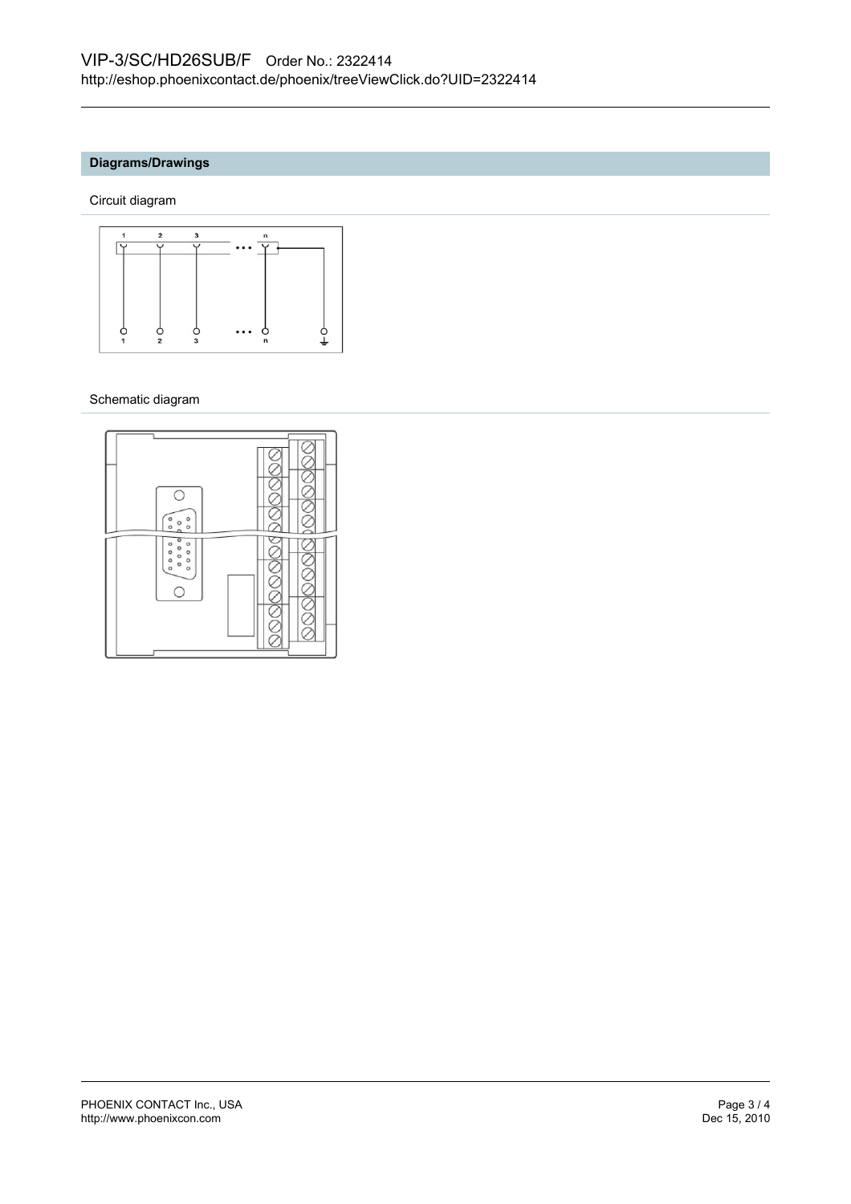## Diagrams/Drawings

Circuit diagram

1 2 3 ... n

1 2 3 ... n

Schematic diagram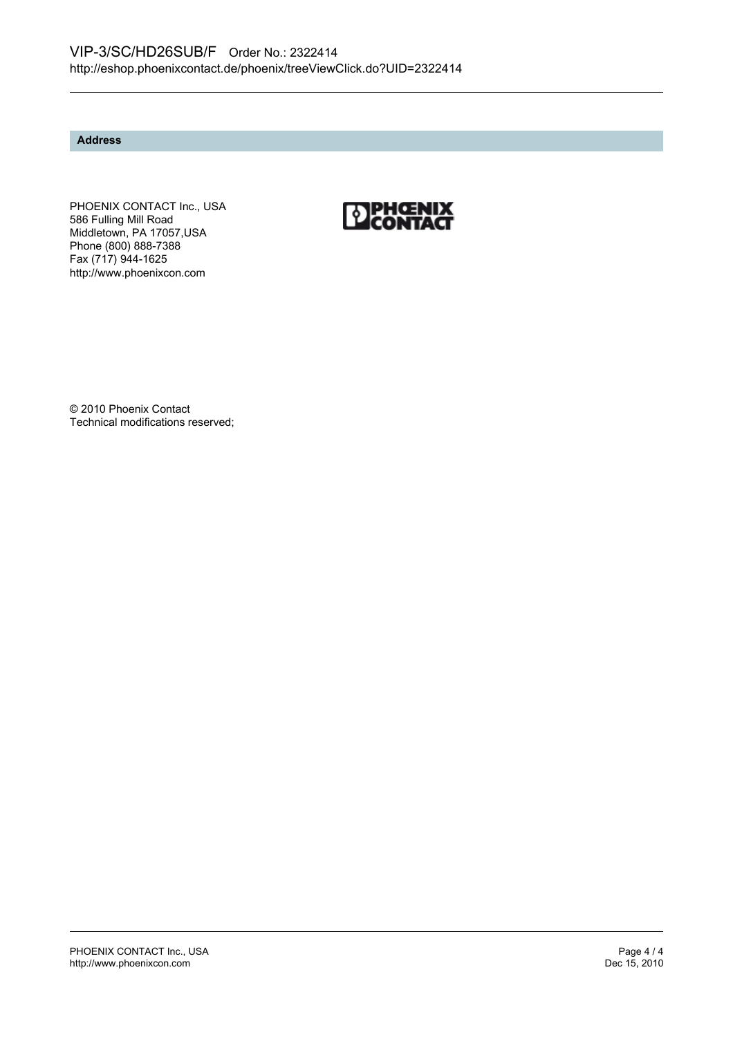## Address

PHOENIX CONTACT Inc., USA
586 Fulling Mill Road
Middletown, PA 17057,USA
Phone (800) 888-7388
Fax (717) 944-1625
http://www.phoenixcon.com

© 2010 Phoenix Contact
Technical modifications reserved;